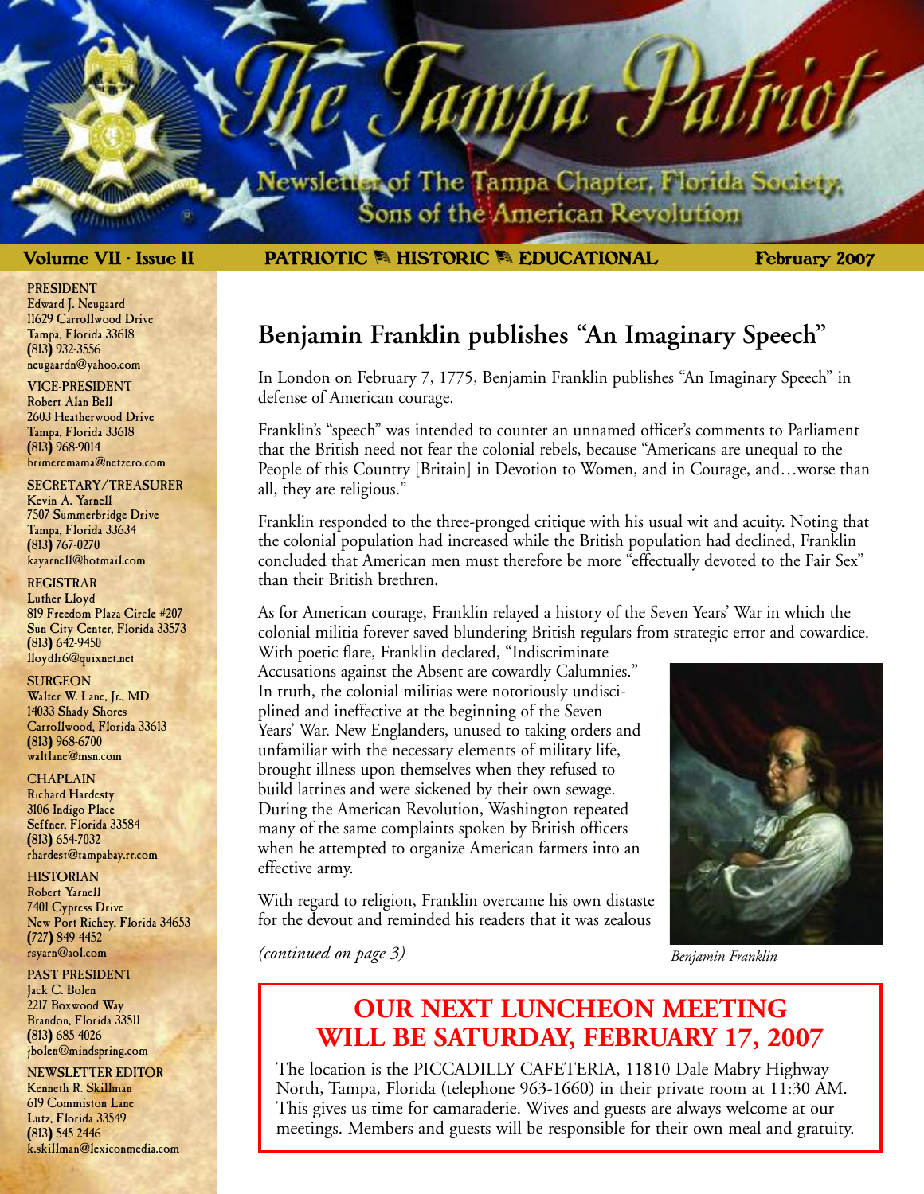# The Tampa Patriot

Newsletter of The Tampa Chapter, Florida Society, Sons of the American Revolution

**Volume VII · Issue II** | **PATRIOTIC · HISTORIC · EDUCATIONAL** | **February 2007**

**PRESIDENT**
Edward J. Neugaard
11629 Carrollwood Drive
Tampa, Florida 33618
(813) 932-3556
neugaardn@yahoo.com

**VICE-PRESIDENT**
Robert Alan Bell
2603 Heatherwood Drive
Tampa, Florida 33618
(813) 968-9014
brimeremama@netzero.com

**SECRETARY/TREASURER**
Kevin A. Yarnell
7507 Summerbridge Drive
Tampa, Florida 33634
(813) 767-0270
kayarnell@hotmail.com

**REGISTRAR**
Luther Lloyd
819 Freedom Plaza Circle #207
Sun City Center, Florida 33573
(813) 642-9450
lloydlr6@quixnet.net

**SURGEON**
Walter W. Lane, Jr., MD
14033 Shady Shores
Carrollwood, Florida 33613
(813) 968-6700
waltlane@msn.com

**CHAPLAIN**
Richard Hardesty
3106 Indigo Place
Seffner, Florida 33584
(813) 654-7032
rhardest@tampabay.rr.com

**HISTORIAN**
Robert Yarnell
7401 Cypress Drive
New Port Richey, Florida 34653
(727) 849-4452
rsyarn@aol.com

**PAST PRESIDENT**
Jack C. Bolen
2217 Boxwood Way
Brandon, Florida 33511
(813) 685-4026
jbolen@mindspring.com

**NEWSLETTER EDITOR**
Kenneth R. Skillman
619 Commiston Lane
Lutz, Florida 33549
(813) 545-2446
k.skillman@lexiconmedia.com

## Benjamin Franklin publishes "An Imaginary Speech"

In London on February 7, 1775, Benjamin Franklin publishes "An Imaginary Speech" in defense of American courage.

Franklin's "speech" was intended to counter an unnamed officer's comments to Parliament that the British need not fear the colonial rebels, because "Americans are unequal to the People of this Country [Britain] in Devotion to Women, and in Courage, and…worse than all, they are religious."

Franklin responded to the three-pronged critique with his usual wit and acuity. Noting that the colonial population had increased while the British population had declined, Franklin concluded that American men must therefore be more "effectually devoted to the Fair Sex" than their British brethren.

As for American courage, Franklin relayed a history of the Seven Years' War in which the colonial militia forever saved blundering British regulars from strategic error and cowardice. With poetic flare, Franklin declared, "Indiscriminate Accusations against the Absent are cowardly Calumnies." In truth, the colonial militias were notoriously undisciplined and ineffective at the beginning of the Seven Years' War. New Englanders, unused to taking orders and unfamiliar with the necessary elements of military life, brought illness upon themselves when they refused to build latrines and were sickened by their own sewage. During the American Revolution, Washington repeated many of the same complaints spoken by British officers when he attempted to organize American farmers into an effective army.

With regard to religion, Franklin overcame his own distaste for the devout and reminded his readers that it was zealous

*(continued on page 3)*

*Benjamin Franklin*

## OUR NEXT LUNCHEON MEETING WILL BE SATURDAY, FEBRUARY 17, 2007

The location is the PICCADILLY CAFETERIA, 11810 Dale Mabry Highway North, Tampa, Florida (telephone 963-1660) in their private room at 11:30 AM. This gives us time for camaraderie. Wives and guests are always welcome at our meetings. Members and guests will be responsible for their own meal and gratuity.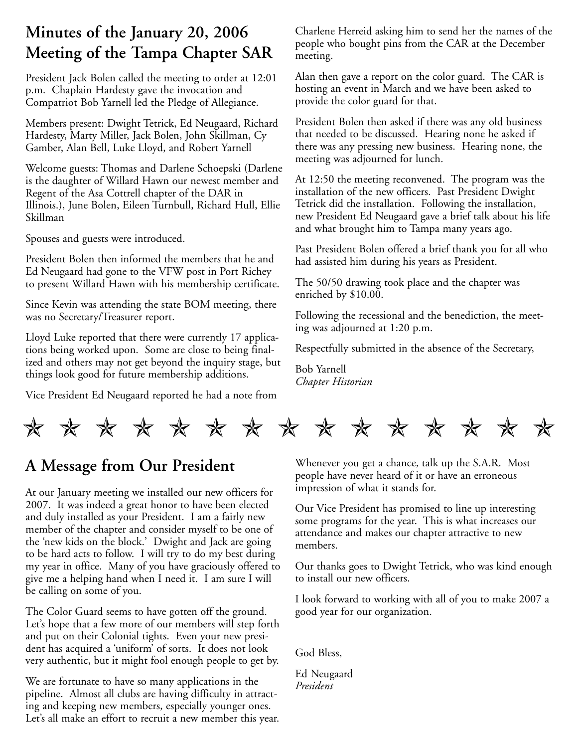## Minutes of the January 20, 2006 Meeting of the Tampa Chapter SAR

President Jack Bolen called the meeting to order at 12:01 p.m. Chaplain Hardesty gave the invocation and Compatriot Bob Yarnell led the Pledge of Allegiance.

Members present: Dwight Tetrick, Ed Neugaard, Richard Hardesty, Marty Miller, Jack Bolen, John Skillman, Cy Gamber, Alan Bell, Luke Lloyd, and Robert Yarnell

Welcome guests: Thomas and Darlene Schoepski (Darlene is the daughter of Willard Hawn our newest member and Regent of the Asa Cottrell chapter of the DAR in Illinois.), June Bolen, Eileen Turnbull, Richard Hull, Ellie Skillman

Spouses and guests were introduced.

President Bolen then informed the members that he and Ed Neugaard had gone to the VFW post in Port Richey to present Willard Hawn with his membership certificate.

Since Kevin was attending the state BOM meeting, there was no Secretary/Treasurer report.

Lloyd Luke reported that there were currently 17 applications being worked upon. Some are close to being finalized and others may not get beyond the inquiry stage, but things look good for future membership additions.

Vice President Ed Neugaard reported he had a note from Charlene Herreid asking him to send her the names of the people who bought pins from the CAR at the December meeting.

Alan then gave a report on the color guard. The CAR is hosting an event in March and we have been asked to provide the color guard for that.

President Bolen then asked if there was any old business that needed to be discussed. Hearing none he asked if there was any pressing new business. Hearing none, the meeting was adjourned for lunch.

At 12:50 the meeting reconvened. The program was the installation of the new officers. Past President Dwight Tetrick did the installation. Following the installation, new President Ed Neugaard gave a brief talk about his life and what brought him to Tampa many years ago.

Past President Bolen offered a brief thank you for all who had assisted him during his years as President.

The 50/50 drawing took place and the chapter was enriched by $10.00.

Following the recessional and the benediction, the meeting was adjourned at 1:20 p.m.

Respectfully submitted in the absence of the Secretary,

Bob Yarnell
*Chapter Historian*

★ ★ ★ ★ ★ ★ ★ ★ ★ ★ ★ ★ ★ ★ ★

## A Message from Our President

At our January meeting we installed our new officers for 2007. It was indeed a great honor to have been elected and duly installed as your President. I am a fairly new member of the chapter and consider myself to be one of the 'new kids on the block.' Dwight and Jack are going to be hard acts to follow. I will try to do my best during my year in office. Many of you have graciously offered to give me a helping hand when I need it. I am sure I will be calling on some of you.

The Color Guard seems to have gotten off the ground. Let's hope that a few more of our members will step forth and put on their Colonial tights. Even your new president has acquired a 'uniform' of sorts. It does not look very authentic, but it might fool enough people to get by.

We are fortunate to have so many applications in the pipeline. Almost all clubs are having difficulty in attracting and keeping new members, especially younger ones. Let's all make an effort to recruit a new member this year.

Whenever you get a chance, talk up the S.A.R. Most people have never heard of it or have an erroneous impression of what it stands for.

Our Vice President has promised to line up interesting some programs for the year. This is what increases our attendance and makes our chapter attractive to new members.

Our thanks goes to Dwight Tetrick, who was kind enough to install our new officers.

I look forward to working with all of you to make 2007 a good year for our organization.

God Bless,

Ed Neugaard
*President*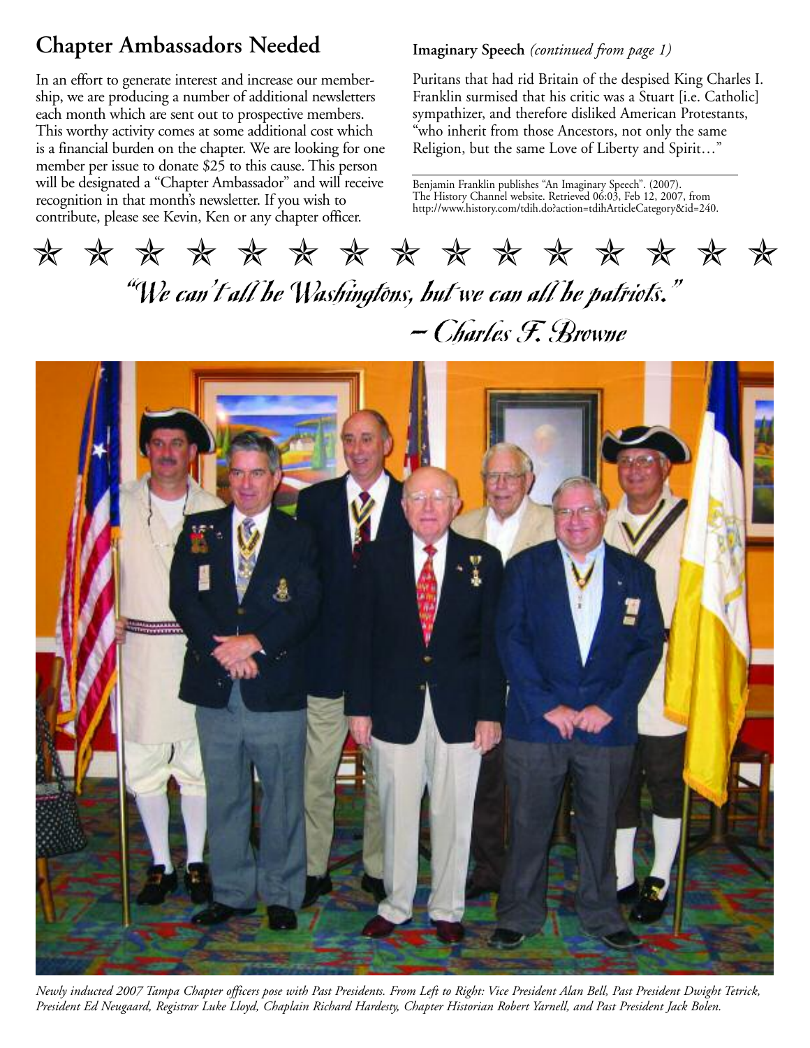## Chapter Ambassadors Needed

In an effort to generate interest and increase our membership, we are producing a number of additional newsletters each month which are sent out to prospective members. This worthy activity comes at some additional cost which is a financial burden on the chapter. We are looking for one member per issue to donate $25 to this cause. This person will be designated a "Chapter Ambassador" and will receive recognition in that month's newsletter. If you wish to contribute, please see Kevin, Ken or any chapter officer.

**Imaginary Speech** *(continued from page 1)*

Puritans that had rid Britain of the despised King Charles I. Franklin surmised that his critic was a Stuart [i.e. Catholic] sympathizer, and therefore disliked American Protestants, "who inherit from those Ancestors, not only the same Religion, but the same Love of Liberty and Spirit…"

Benjamin Franklin publishes "An Imaginary Speech". (2007). The History Channel website. Retrieved 06:03, Feb 12, 2007, from http://www.history.com/tdih.do?action=tdihArticleCategory&id=240.

☆ ☆ ☆ ☆ ☆ ☆ ☆ ☆ ☆ ☆ ☆ ☆ ☆ ☆ ☆

*"We can't all be Washingtons, but we can all be patriots."*

*– Charles F. Browne*

*Newly inducted 2007 Tampa Chapter officers pose with Past Presidents. From Left to Right: Vice President Alan Bell, Past President Dwight Tetrick, President Ed Neugaard, Registrar Luke Lloyd, Chaplain Richard Hardesty, Chapter Historian Robert Yarnell, and Past President Jack Bolen.*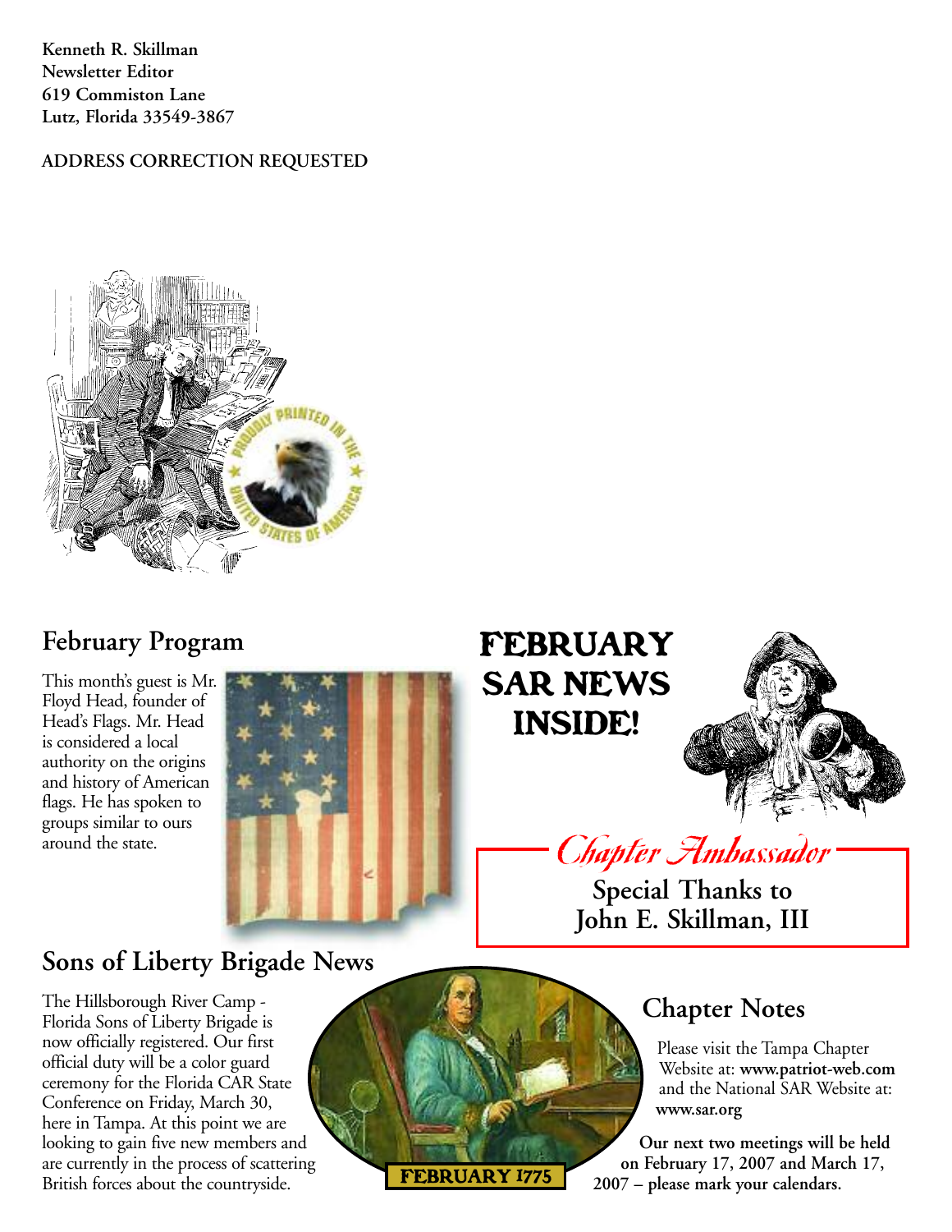**Kenneth R. Skillman**
**Newsletter Editor**
**619 Commiston Lane**
**Lutz, Florida 33549-3867**

**ADDRESS CORRECTION REQUESTED**

PROUDLY PRINTED IN THE UNITED STATES OF AMERICA

## February Program

This month's guest is Mr. Floyd Head, founder of Head's Flags. Mr. Head is considered a local authority on the origins and history of American flags. He has spoken to groups similar to ours around the state.

# FEBRUARY SAR NEWS INSIDE!

*Chapter Ambassador*

**Special Thanks to John E. Skillman, III**

## Sons of Liberty Brigade News

The Hillsborough River Camp - Florida Sons of Liberty Brigade is now officially registered. Our first official duty will be a color guard ceremony for the Florida CAR State Conference on Friday, March 30, here in Tampa. At this point we are looking to gain five new members and are currently in the process of scattering British forces about the countryside.

FEBRUARY 1775

## Chapter Notes

Please visit the Tampa Chapter Website at: **www.patriot-web.com** and the National SAR Website at: **www.sar.org**

**Our next two meetings will be held on February 17, 2007 and March 17, 2007 – please mark your calendars.**